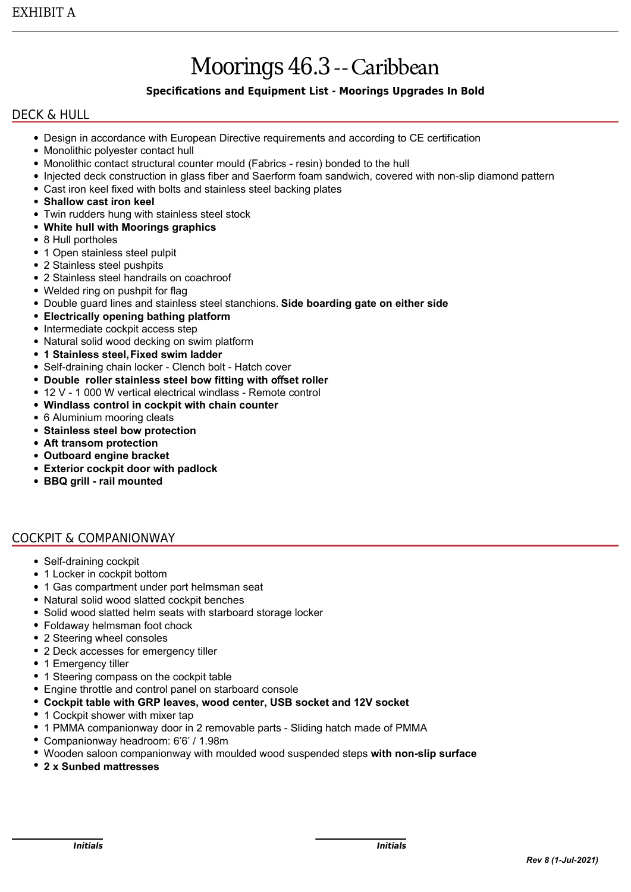EXHIBIT A

# Moorings 46.3 -- Caribbean

**Specifications and Equipment List - Moorings Upgrades In Bold**

## DECK & HULL

- Design in accordance with European Directive requirements and according to CE certification
- Monolithic polyester contact hull
- Monolithic contact structural counter mould (Fabrics - resin) bonded to the hull
- Injected deck construction in glass fiber and Saerform foam sandwich, covered with non-slip diamond pattern
- Cast iron keel fixed with bolts and stainless steel backing plates
- **Shallow cast iron keel**
- Twin rudders hung with stainless steel stock
- **White hull with Moorings graphics**
- 8 Hull portholes
- 1 Open stainless steel pulpit
- 2 Stainless steel pushpits
- 2 Stainless steel handrails on coachroof
- Welded ring on pushpit for flag
- Double guard lines and stainless steel stanchions. **Side boarding gate on either side**
- **Electrically opening bathing platform**
- Intermediate cockpit access step
- Natural solid wood decking on swim platform
- **1 Stainless steel, Fixed swim ladder**
- Self-draining chain locker - Clench bolt - Hatch cover
- **Double roller stainless steel bow fitting with offset roller**
- 12 V - 1 000 W vertical electrical windlass - Remote control
- **Windlass control in cockpit with chain counter**
- 6 Aluminium mooring cleats
- **Stainless steel bow protection**
- **Aft transom protection**
- **Outboard engine bracket**
- **Exterior cockpit door with padlock**
- **BBQ grill - rail mounted**

## COCKPIT & COMPANIONWAY

- Self-draining cockpit
- 1 Locker in cockpit bottom
- 1 Gas compartment under port helmsman seat
- Natural solid wood slatted cockpit benches
- Solid wood slatted helm seats with starboard storage locker
- Foldaway helmsman foot chock
- 2 Steering wheel consoles
- 2 Deck accesses for emergency tiller
- 1 Emergency tiller
- 1 Steering compass on the cockpit table
- Engine throttle and control panel on starboard console
- **Cockpit table with GRP leaves, wood center, USB socket and 12V socket**
- 1 Cockpit shower with mixer tap
- 1 PMMA companionway door in 2 removable parts - Sliding hatch made of PMMA
- Companionway headroom: 6'6' / 1.98m
- Wooden saloon companionway with moulded wood suspended steps **with non-slip surface**
- **2 x Sunbed mattresses**

*Initials* &nbsp;&nbsp;&nbsp;&nbsp; *Initials*

*Rev 8 (1-Jul-2021)*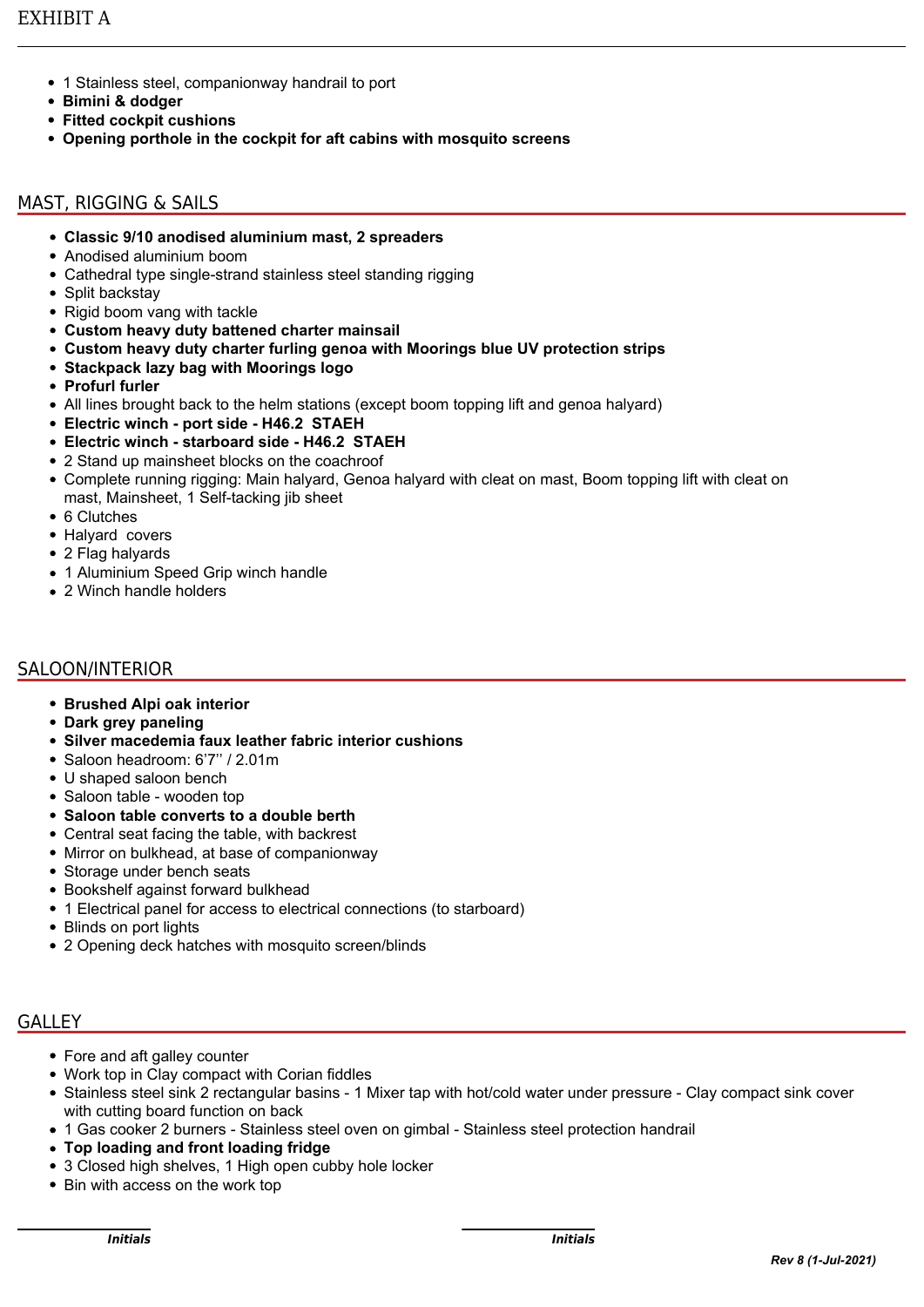- 1 Stainless steel, companionway handrail to port
- **Bimini & dodger**
- **Fitted cockpit cushions**
- **Opening porthole in the cockpit for aft cabins with mosquito screens**

## MAST, RIGGING & SAILS

- **Classic 9/10 anodised aluminium mast, 2 spreaders**
- Anodised aluminium boom
- Cathedral type single-strand stainless steel standing rigging
- Split backstay
- Rigid boom vang with tackle
- **Custom heavy duty battened charter mainsail**
- **Custom heavy duty charter furling genoa with Moorings blue UV protection strips**
- **Stackpack lazy bag with Moorings logo**
- **Profurl furler**
- All lines brought back to the helm stations (except boom topping lift and genoa halyard)
- **Electric winch - port side - H46.2 STAEH**
- **Electric winch - starboard side - H46.2 STAEH**
- 2 Stand up mainsheet blocks on the coachroof
- Complete running rigging: Main halyard, Genoa halyard with cleat on mast, Boom topping lift with cleat on mast, Mainsheet, 1 Self-tacking jib sheet
- 6 Clutches
- Halyard covers
- 2 Flag halyards
- 1 Aluminium Speed Grip winch handle
- 2 Winch handle holders

## SALOON/INTERIOR

- **Brushed Alpi oak interior**
- **Dark grey paneling**
- **Silver macedemia faux leather fabric interior cushions**
- Saloon headroom: 6'7'' / 2.01m
- U shaped saloon bench
- Saloon table - wooden top
- **Saloon table converts to a double berth**
- Central seat facing the table, with backrest
- Mirror on bulkhead, at base of companionway
- Storage under bench seats
- Bookshelf against forward bulkhead
- 1 Electrical panel for access to electrical connections (to starboard)
- Blinds on port lights
- 2 Opening deck hatches with mosquito screen/blinds

## GALLEY

- Fore and aft galley counter
- Work top in Clay compact with Corian fiddles
- Stainless steel sink 2 rectangular basins - 1 Mixer tap with hot/cold water under pressure - Clay compact sink cover with cutting board function on back
- 1 Gas cooker 2 burners - Stainless steel oven on gimbal - Stainless steel protection handrail
- **Top loading and front loading fridge**
- 3 Closed high shelves, 1 High open cubby hole locker
- Bin with access on the work top

_______________ ***Initials*** _______________ ***Initials***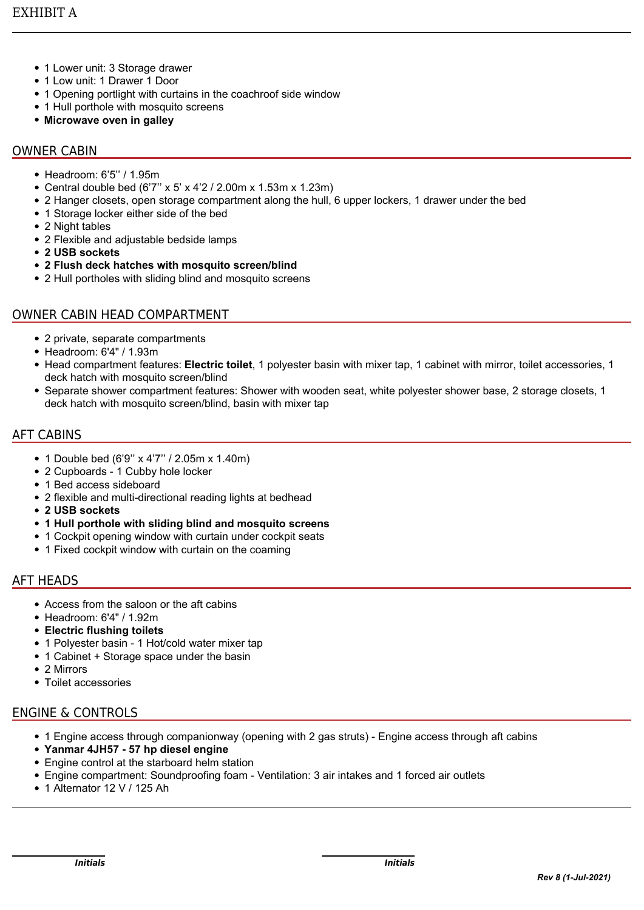EXHIBIT A

- 1 Lower unit: 3 Storage drawer
- 1 Low unit: 1 Drawer 1 Door
- 1 Opening portlight with curtains in the coachroof side window
- 1 Hull porthole with mosquito screens
- **Microwave oven in galley**

## OWNER CABIN

- Headroom: 6'5'' / 1.95m
- Central double bed (6'7'' x 5' x 4'2 / 2.00m x 1.53m x 1.23m)
- 2 Hanger closets, open storage compartment along the hull, 6 upper lockers, 1 drawer under the bed
- 1 Storage locker either side of the bed
- 2 Night tables
- 2 Flexible and adjustable bedside lamps
- **2 USB sockets**
- **2 Flush deck hatches with mosquito screen/blind**
- 2 Hull portholes with sliding blind and mosquito screens

## OWNER CABIN HEAD COMPARTMENT

- 2 private, separate compartments
- Headroom: 6'4" / 1.93m
- Head compartment features: **Electric toilet**, 1 polyester basin with mixer tap, 1 cabinet with mirror, toilet accessories, 1 deck hatch with mosquito screen/blind
- Separate shower compartment features: Shower with wooden seat, white polyester shower base, 2 storage closets, 1 deck hatch with mosquito screen/blind, basin with mixer tap

## AFT CABINS

- 1 Double bed (6'9'' x 4'7'' / 2.05m x 1.40m)
- 2 Cupboards - 1 Cubby hole locker
- 1 Bed access sideboard
- 2 flexible and multi-directional reading lights at bedhead
- **2 USB sockets**
- **1 Hull porthole with sliding blind and mosquito screens**
- 1 Cockpit opening window with curtain under cockpit seats
- 1 Fixed cockpit window with curtain on the coaming

## AFT HEADS

- Access from the saloon or the aft cabins
- Headroom: 6'4" / 1.92m
- **Electric flushing toilets**
- 1 Polyester basin - 1 Hot/cold water mixer tap
- 1 Cabinet + Storage space under the basin
- 2 Mirrors
- Toilet accessories

## ENGINE & CONTROLS

- 1 Engine access through companionway (opening with 2 gas struts) - Engine access through aft cabins
- **Yanmar 4JH57 - 57 hp diesel engine**
- Engine control at the starboard helm station
- Engine compartment: Soundproofing foam - Ventilation: 3 air intakes and 1 forced air outlets
- 1 Alternator 12 V / 125 Ah

______________ Initials　　　　　　______________ Initials

*Rev 8 (1-Jul-2021)*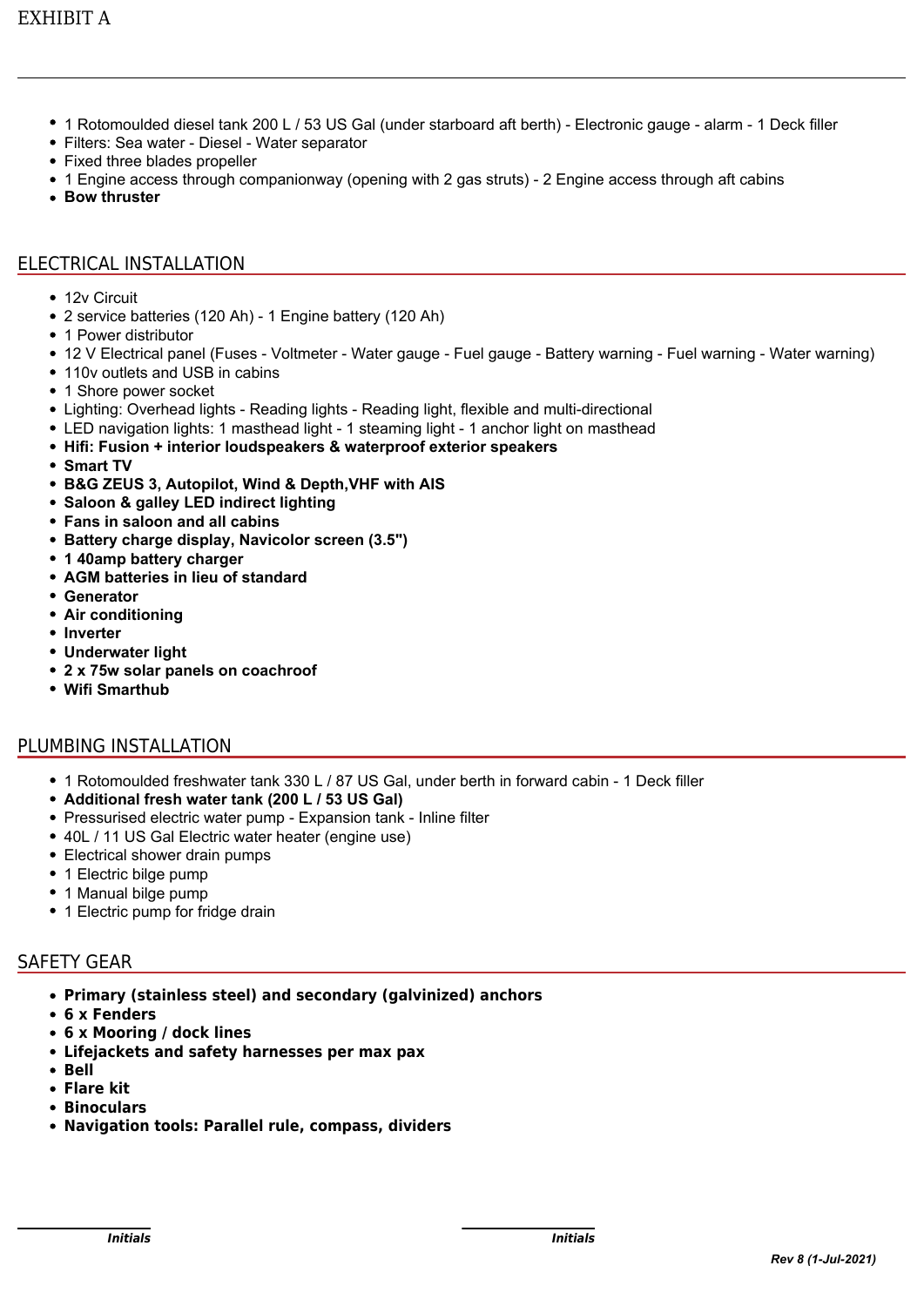EXHIBIT A

- 1 Rotomoulded diesel tank 200 L / 53 US Gal (under starboard aft berth) - Electronic gauge - alarm - 1 Deck filler
- Filters: Sea water - Diesel - Water separator
- Fixed three blades propeller
- 1 Engine access through companionway (opening with 2 gas struts) - 2 Engine access through aft cabins
- **Bow thruster**

## ELECTRICAL INSTALLATION

- 12v Circuit
- 2 service batteries (120 Ah) - 1 Engine battery (120 Ah)
- 1 Power distributor
- 12 V Electrical panel (Fuses - Voltmeter - Water gauge - Fuel gauge - Battery warning - Fuel warning - Water warning)
- 110v outlets and USB in cabins
- 1 Shore power socket
- Lighting: Overhead lights - Reading lights - Reading light, flexible and multi-directional
- LED navigation lights: 1 masthead light - 1 steaming light - 1 anchor light on masthead
- **Hifi: Fusion + interior loudspeakers & waterproof exterior speakers**
- **Smart TV**
- **B&G ZEUS 3, Autopilot, Wind & Depth,VHF with AIS**
- **Saloon & galley LED indirect lighting**
- **Fans in saloon and all cabins**
- **Battery charge display, Navicolor screen (3.5")**
- **1 40amp battery charger**
- **AGM batteries in lieu of standard**
- **Generator**
- **Air conditioning**
- **Inverter**
- **Underwater light**
- **2 x 75w solar panels on coachroof**
- **Wifi Smarthub**

## PLUMBING INSTALLATION

- 1 Rotomoulded freshwater tank 330 L / 87 US Gal, under berth in forward cabin - 1 Deck filler
- **Additional fresh water tank (200 L / 53 US Gal)**
- Pressurised electric water pump - Expansion tank - Inline filter
- 40L / 11 US Gal Electric water heater (engine use)
- Electrical shower drain pumps
- 1 Electric bilge pump
- 1 Manual bilge pump
- 1 Electric pump for fridge drain

## SAFETY GEAR

- **Primary (stainless steel) and secondary (galvinized) anchors**
- **6 x Fenders**
- **6 x Mooring / dock lines**
- **Lifejackets and safety harnesses per max pax**
- **Bell**
- **Flare kit**
- **Binoculars**
- **Navigation tools: Parallel rule, compass, dividers**

_______________ *Initials* _______________ *Initials*

*Rev 8 (1-Jul-2021)*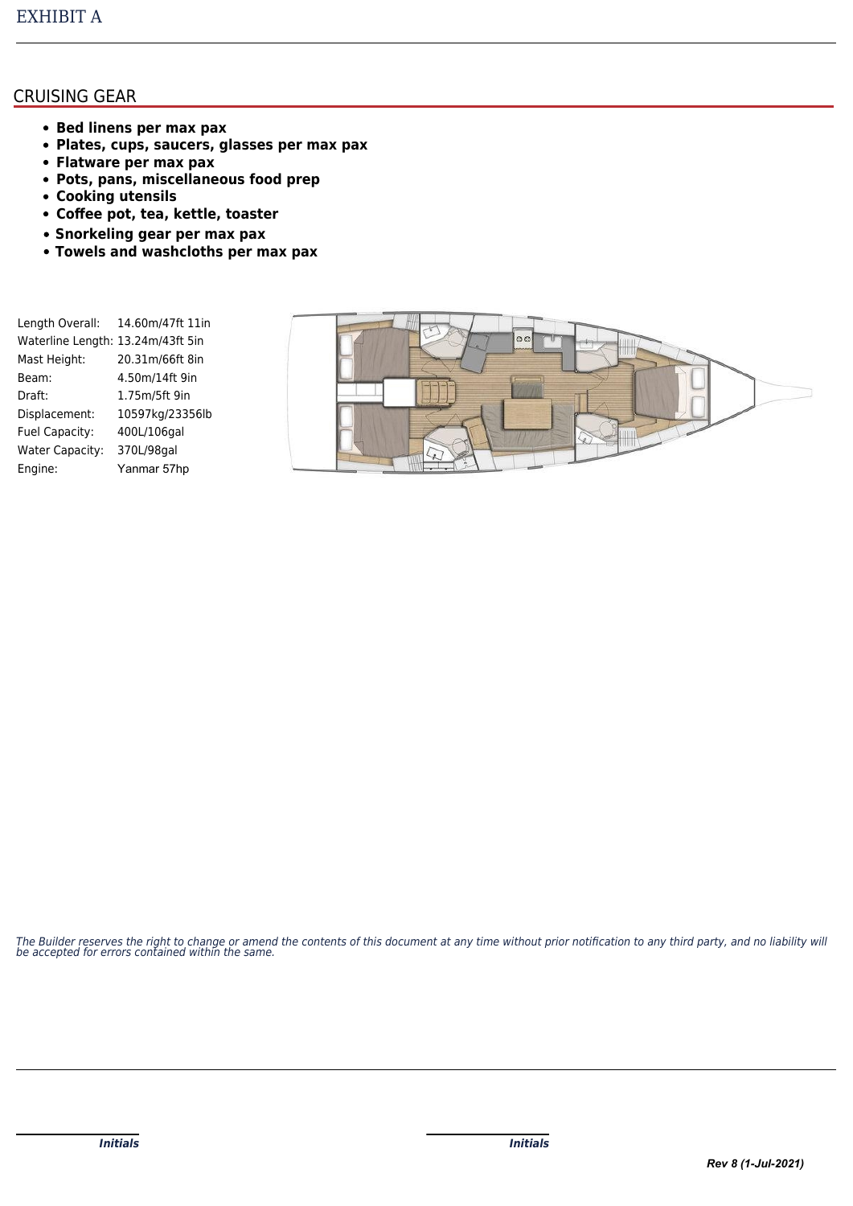# EXHIBIT A

## CRUISING GEAR

- **Bed linens per max pax**
- **Plates, cups, saucers, glasses per max pax**
- **Flatware per max pax**
- **Pots, pans, miscellaneous food prep**
- **Cooking utensils**
- **Coffee pot, tea, kettle, toaster**
- **Snorkeling gear per max pax**
- **Towels and washcloths per max pax**

| | |
|---|---|
| Length Overall: | 14.60m/47ft 11in |
| Waterline Length: | 13.24m/43ft 5in |
| Mast Height: | 20.31m/66ft 8in |
| Beam: | 4.50m/14ft 9in |
| Draft: | 1.75m/5ft 9in |
| Displacement: | 10597kg/23356lb |
| Fuel Capacity: | 400L/106gal |
| Water Capacity: | 370L/98gal |
| Engine: | Yanmar 57hp |

*The Builder reserves the right to change or amend the contents of this document at any time without prior notification to any third party, and no liability will be accepted for errors contained within the same.*

***Initials***

***Initials***

***Rev 8 (1-Jul-2021)***